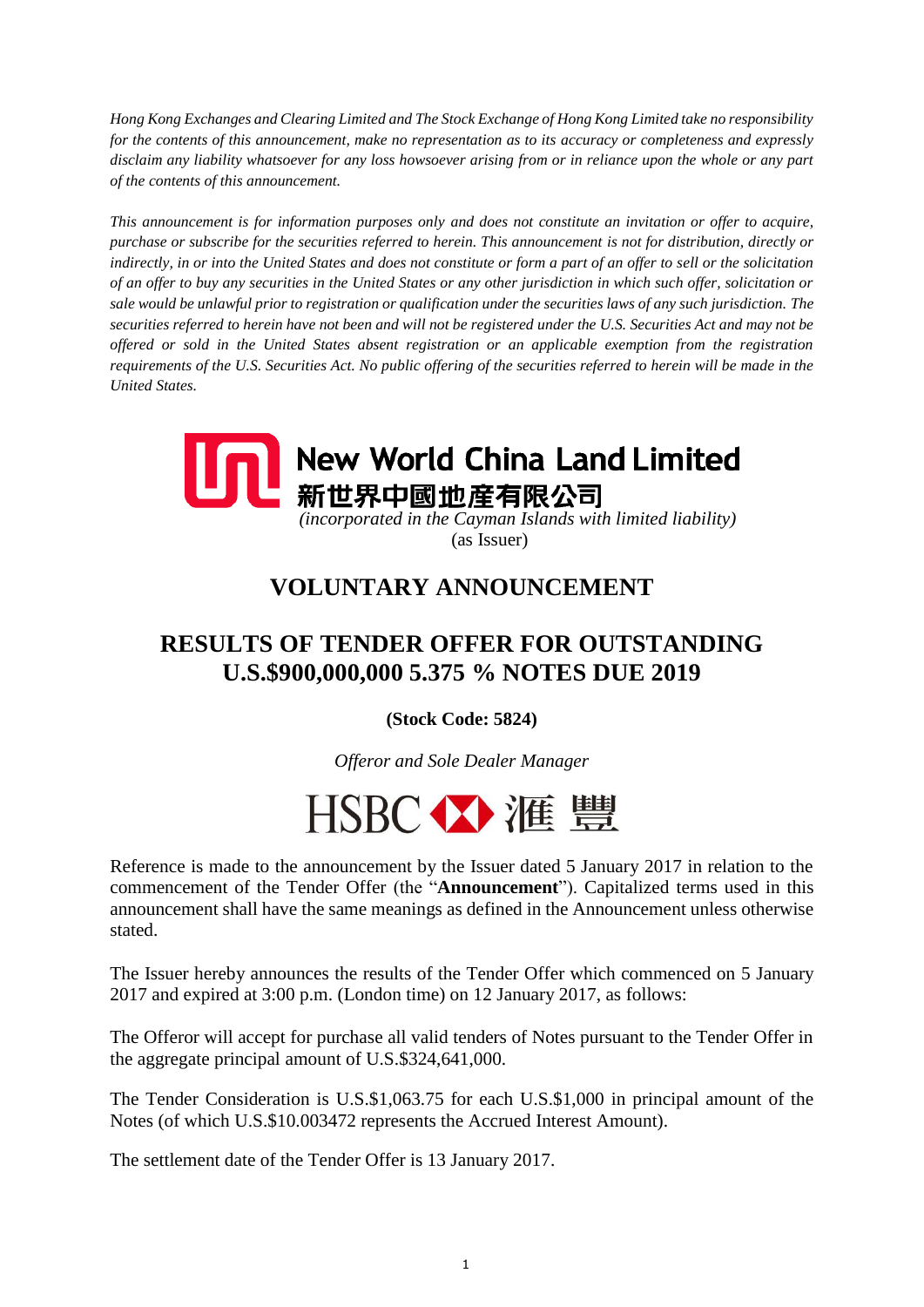*Hong Kong Exchanges and Clearing Limited and The Stock Exchange of Hong Kong Limited take no responsibility for the contents of this announcement, make no representation as to its accuracy or completeness and expressly disclaim any liability whatsoever for any loss howsoever arising from or in reliance upon the whole or any part of the contents of this announcement.*

*This announcement is for information purposes only and does not constitute an invitation or offer to acquire, purchase or subscribe for the securities referred to herein. This announcement is not for distribution, directly or indirectly, in or into the United States and does not constitute or form a part of an offer to sell or the solicitation of an offer to buy any securities in the United States or any other jurisdiction in which such offer, solicitation or sale would be unlawful prior to registration or qualification under the securities laws of any such jurisdiction. The securities referred to herein have not been and will not be registered under the U.S. Securities Act and may not be offered or sold in the United States absent registration or an applicable exemption from the registration requirements of the U.S. Securities Act. No public offering of the securities referred to herein will be made in the United States.*

**New World China Land Limited**
**新世界中國地產有限公司**
*(incorporated in the Cayman Islands with limited liability)*
(as Issuer)

# VOLUNTARY ANNOUNCEMENT

# RESULTS OF TENDER OFFER FOR OUTSTANDING U.S.$900,000,000 5.375 % NOTES DUE 2019

**(Stock Code: 5824)**

*Offeror and Sole Dealer Manager*

HSBC 滙豐

Reference is made to the announcement by the Issuer dated 5 January 2017 in relation to the commencement of the Tender Offer (the "**Announcement**"). Capitalized terms used in this announcement shall have the same meanings as defined in the Announcement unless otherwise stated.

The Issuer hereby announces the results of the Tender Offer which commenced on 5 January 2017 and expired at 3:00 p.m. (London time) on 12 January 2017, as follows:

The Offeror will accept for purchase all valid tenders of Notes pursuant to the Tender Offer in the aggregate principal amount of U.S.$324,641,000.

The Tender Consideration is U.S.$1,063.75 for each U.S.$1,000 in principal amount of the Notes (of which U.S.$10.003472 represents the Accrued Interest Amount).

The settlement date of the Tender Offer is 13 January 2017.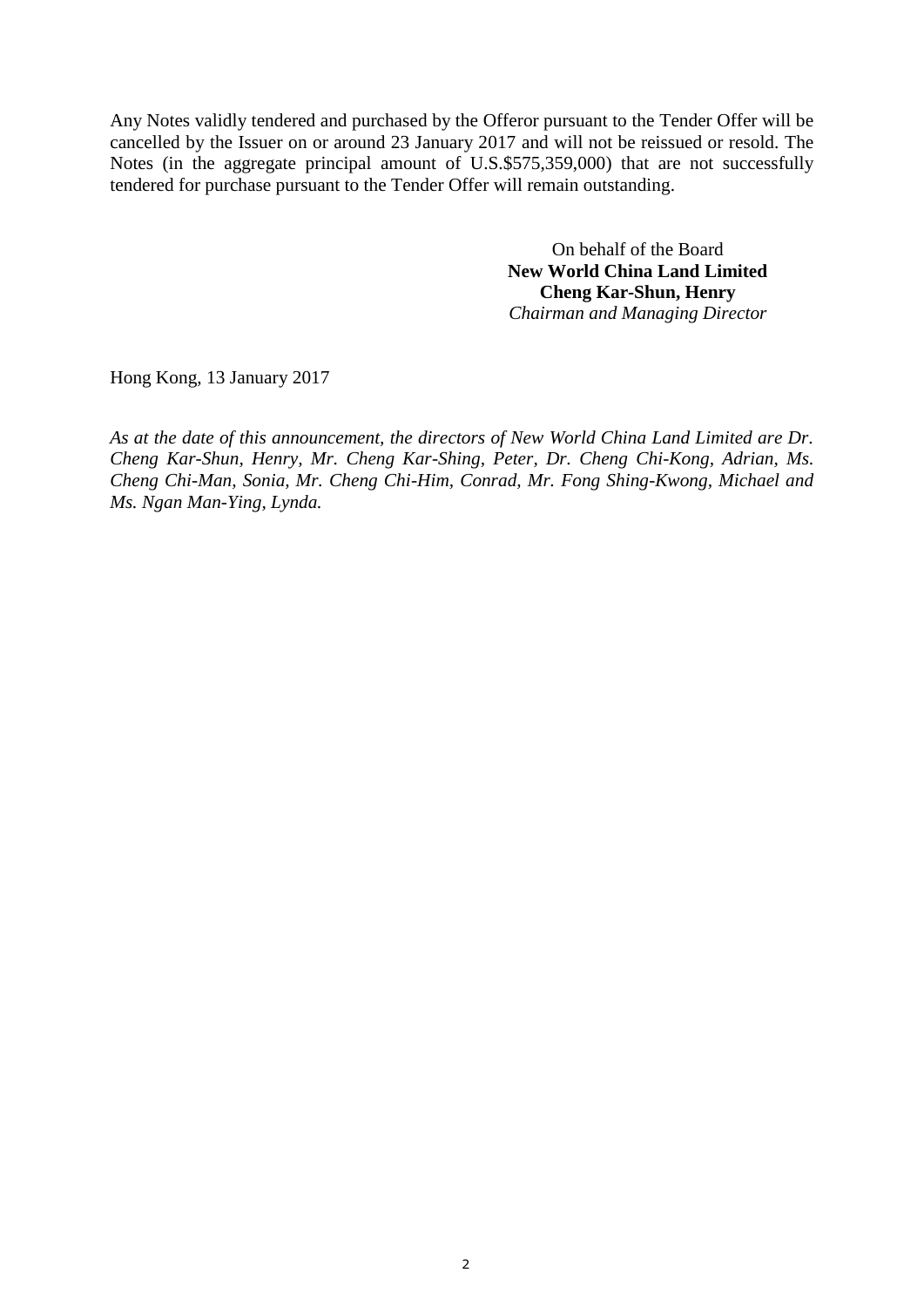Any Notes validly tendered and purchased by the Offeror pursuant to the Tender Offer will be cancelled by the Issuer on or around 23 January 2017 and will not be reissued or resold. The Notes (in the aggregate principal amount of U.S.$575,359,000) that are not successfully tendered for purchase pursuant to the Tender Offer will remain outstanding.

On behalf of the Board
**New World China Land Limited**
**Cheng Kar-Shun, Henry**
*Chairman and Managing Director*

Hong Kong, 13 January 2017

*As at the date of this announcement, the directors of New World China Land Limited are Dr. Cheng Kar-Shun, Henry, Mr. Cheng Kar-Shing, Peter, Dr. Cheng Chi-Kong, Adrian, Ms. Cheng Chi-Man, Sonia, Mr. Cheng Chi-Him, Conrad, Mr. Fong Shing-Kwong, Michael and Ms. Ngan Man-Ying, Lynda.*